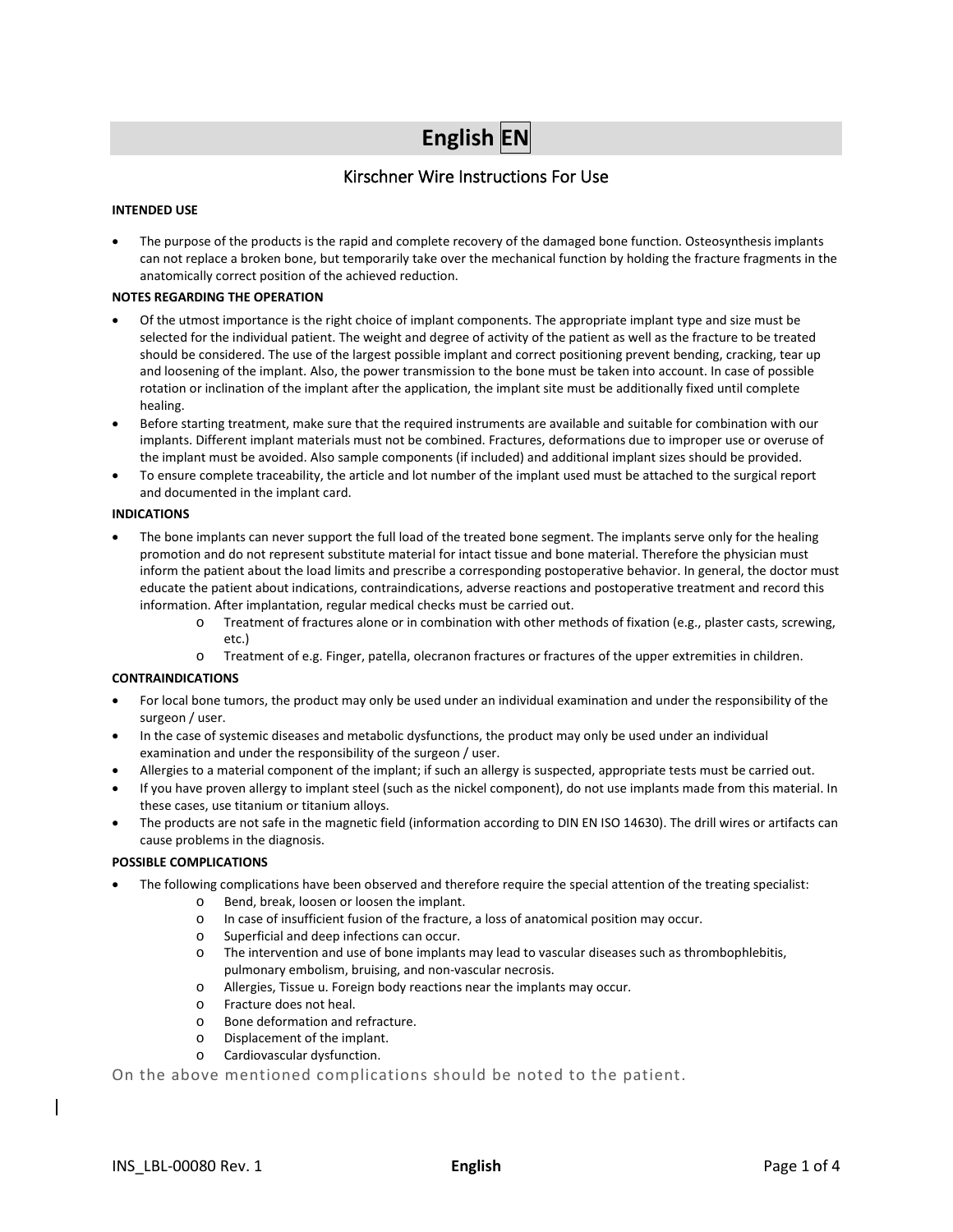# English EN

## Kirschner Wire Instructions For Use

**INTENDED USE**

- The purpose of the products is the rapid and complete recovery of the damaged bone function. Osteosynthesis implants can not replace a broken bone, but temporarily take over the mechanical function by holding the fracture fragments in the anatomically correct position of the achieved reduction.

**NOTES REGARDING THE OPERATION**

- Of the utmost importance is the right choice of implant components. The appropriate implant type and size must be selected for the individual patient. The weight and degree of activity of the patient as well as the fracture to be treated should be considered. The use of the largest possible implant and correct positioning prevent bending, cracking, tear up and loosening of the implant. Also, the power transmission to the bone must be taken into account. In case of possible rotation or inclination of the implant after the application, the implant site must be additionally fixed until complete healing.
- Before starting treatment, make sure that the required instruments are available and suitable for combination with our implants. Different implant materials must not be combined. Fractures, deformations due to improper use or overuse of the implant must be avoided. Also sample components (if included) and additional implant sizes should be provided.
- To ensure complete traceability, the article and lot number of the implant used must be attached to the surgical report and documented in the implant card.

**INDICATIONS**

- The bone implants can never support the full load of the treated bone segment. The implants serve only for the healing promotion and do not represent substitute material for intact tissue and bone material. Therefore the physician must inform the patient about the load limits and prescribe a corresponding postoperative behavior. In general, the doctor must educate the patient about indications, contraindications, adverse reactions and postoperative treatment and record this information. After implantation, regular medical checks must be carried out.
  - Treatment of fractures alone or in combination with other methods of fixation (e.g., plaster casts, screwing, etc.)
  - Treatment of e.g. Finger, patella, olecranon fractures or fractures of the upper extremities in children.

**CONTRAINDICATIONS**

- For local bone tumors, the product may only be used under an individual examination and under the responsibility of the surgeon / user.
- In the case of systemic diseases and metabolic dysfunctions, the product may only be used under an individual examination and under the responsibility of the surgeon / user.
- Allergies to a material component of the implant; if such an allergy is suspected, appropriate tests must be carried out.
- If you have proven allergy to implant steel (such as the nickel component), do not use implants made from this material. In these cases, use titanium or titanium alloys.
- The products are not safe in the magnetic field (information according to DIN EN ISO 14630). The drill wires or artifacts can cause problems in the diagnosis.

**POSSIBLE COMPLICATIONS**

- The following complications have been observed and therefore require the special attention of the treating specialist:
  - Bend, break, loosen or loosen the implant.
  - In case of insufficient fusion of the fracture, a loss of anatomical position may occur.
  - Superficial and deep infections can occur.
  - The intervention and use of bone implants may lead to vascular diseases such as thrombophlebitis, pulmonary embolism, bruising, and non-vascular necrosis.
  - Allergies, Tissue u. Foreign body reactions near the implants may occur.
  - Fracture does not heal.
  - Bone deformation and refracture.
  - Displacement of the implant.
  - Cardiovascular dysfunction.

On the above mentioned complications should be noted to the patient.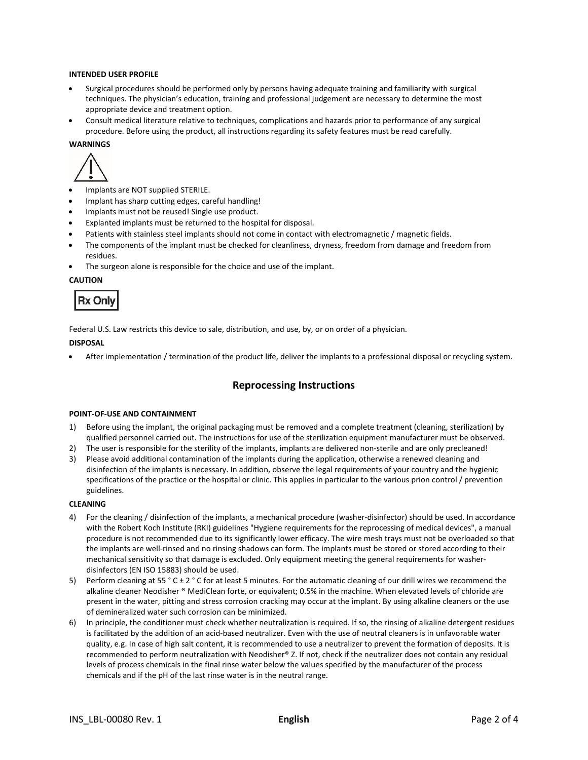**INTENDED USER PROFILE**

- Surgical procedures should be performed only by persons having adequate training and familiarity with surgical techniques. The physician's education, training and professional judgement are necessary to determine the most appropriate device and treatment option.
- Consult medical literature relative to techniques, complications and hazards prior to performance of any surgical procedure. Before using the product, all instructions regarding its safety features must be read carefully.

**WARNINGS**

- Implants are NOT supplied STERILE.
- Implant has sharp cutting edges, careful handling!
- Implants must not be reused! Single use product.
- Explanted implants must be returned to the hospital for disposal.
- Patients with stainless steel implants should not come in contact with electromagnetic / magnetic fields.
- The components of the implant must be checked for cleanliness, dryness, freedom from damage and freedom from residues.
- The surgeon alone is responsible for the choice and use of the implant.

**CAUTION**

Rx Only

Federal U.S. Law restricts this device to sale, distribution, and use, by, or on order of a physician.

**DISPOSAL**

- After implementation / termination of the product life, deliver the implants to a professional disposal or recycling system.

## Reprocessing Instructions

**POINT-OF-USE AND CONTAINMENT**

1) Before using the implant, the original packaging must be removed and a complete treatment (cleaning, sterilization) by qualified personnel carried out. The instructions for use of the sterilization equipment manufacturer must be observed.
2) The user is responsible for the sterility of the implants, implants are delivered non-sterile and are only precleaned!
3) Please avoid additional contamination of the implants during the application, otherwise a renewed cleaning and disinfection of the implants is necessary. In addition, observe the legal requirements of your country and the hygienic specifications of the practice or the hospital or clinic. This applies in particular to the various prion control / prevention guidelines.

**CLEANING**

4) For the cleaning / disinfection of the implants, a mechanical procedure (washer-disinfector) should be used. In accordance with the Robert Koch Institute (RKI) guidelines "Hygiene requirements for the reprocessing of medical devices", a manual procedure is not recommended due to its significantly lower efficacy. The wire mesh trays must not be overloaded so that the implants are well-rinsed and no rinsing shadows can form. The implants must be stored or stored according to their mechanical sensitivity so that damage is excluded. Only equipment meeting the general requirements for washer-disinfectors (EN ISO 15883) should be used.
5) Perform cleaning at 55 ° C ± 2 ° C for at least 5 minutes. For the automatic cleaning of our drill wires we recommend the alkaline cleaner Neodisher ® MediClean forte, or equivalent; 0.5% in the machine. When elevated levels of chloride are present in the water, pitting and stress corrosion cracking may occur at the implant. By using alkaline cleaners or the use of demineralized water such corrosion can be minimized.
6) In principle, the conditioner must check whether neutralization is required. If so, the rinsing of alkaline detergent residues is facilitated by the addition of an acid-based neutralizer. Even with the use of neutral cleaners is in unfavorable water quality, e.g. In case of high salt content, it is recommended to use a neutralizer to prevent the formation of deposits. It is recommended to perform neutralization with Neodisher® Z. If not, check if the neutralizer does not contain any residual levels of process chemicals in the final rinse water below the values specified by the manufacturer of the process chemicals and if the pH of the last rinse water is in the neutral range.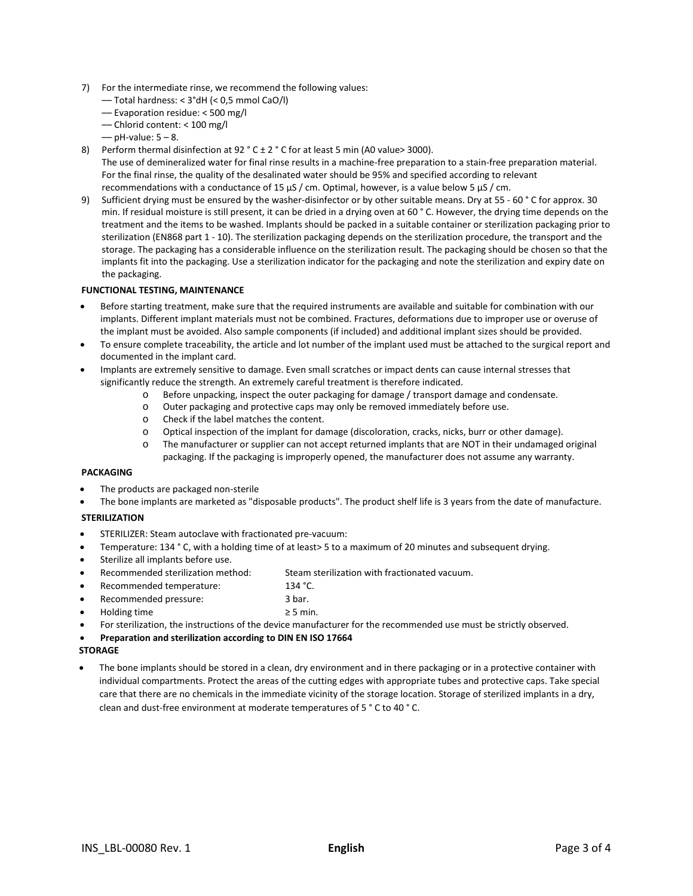7) For the intermediate rinse, we recommend the following values:
   — Total hardness: < 3°dH (< 0,5 mmol CaO/l)
   — Evaporation residue: < 500 mg/l
   — Chlorid content: < 100 mg/l
   — pH-value: 5 – 8.
8) Perform thermal disinfection at 92 ° C ± 2 ° C for at least 5 min (A0 value> 3000).
   The use of demineralized water for final rinse results in a machine-free preparation to a stain-free preparation material. For the final rinse, the quality of the desalinated water should be 95% and specified according to relevant recommendations with a conductance of 15 µS / cm. Optimal, however, is a value below 5 µS / cm.
9) Sufficient drying must be ensured by the washer-disinfector or by other suitable means. Dry at 55 - 60 ° C for approx. 30 min. If residual moisture is still present, it can be dried in a drying oven at 60 ° C. However, the drying time depends on the treatment and the items to be washed. Implants should be packed in a suitable container or sterilization packaging prior to sterilization (EN868 part 1 - 10). The sterilization packaging depends on the sterilization procedure, the transport and the storage. The packaging has a considerable influence on the sterilization result. The packaging should be chosen so that the implants fit into the packaging. Use a sterilization indicator for the packaging and note the sterilization and expiry date on the packaging.

**FUNCTIONAL TESTING, MAINTENANCE**

- Before starting treatment, make sure that the required instruments are available and suitable for combination with our implants. Different implant materials must not be combined. Fractures, deformations due to improper use or overuse of the implant must be avoided. Also sample components (if included) and additional implant sizes should be provided.
- To ensure complete traceability, the article and lot number of the implant used must be attached to the surgical report and documented in the implant card.
- Implants are extremely sensitive to damage. Even small scratches or impact dents can cause internal stresses that significantly reduce the strength. An extremely careful treatment is therefore indicated.
  - Before unpacking, inspect the outer packaging for damage / transport damage and condensate.
  - Outer packaging and protective caps may only be removed immediately before use.
  - Check if the label matches the content.
  - Optical inspection of the implant for damage (discoloration, cracks, nicks, burr or other damage).
  - The manufacturer or supplier can not accept returned implants that are NOT in their undamaged original packaging. If the packaging is improperly opened, the manufacturer does not assume any warranty.

**PACKAGING**

- The products are packaged non-sterile
- The bone implants are marketed as "disposable products". The product shelf life is 3 years from the date of manufacture.

**STERILIZATION**

- STERILIZER: Steam autoclave with fractionated pre-vacuum:
- Temperature: 134 ° C, with a holding time of at least> 5 to a maximum of 20 minutes and subsequent drying.
- Sterilize all implants before use.
- Recommended sterilization method: Steam sterilization with fractionated vacuum.
- Recommended temperature: 134 °C.
- Recommended pressure: 3 bar.
- Holding time ≥ 5 min.
- For sterilization, the instructions of the device manufacturer for the recommended use must be strictly observed.
- **Preparation and sterilization according to DIN EN ISO 17664**

**STORAGE**

- The bone implants should be stored in a clean, dry environment and in there packaging or in a protective container with individual compartments. Protect the areas of the cutting edges with appropriate tubes and protective caps. Take special care that there are no chemicals in the immediate vicinity of the storage location. Storage of sterilized implants in a dry, clean and dust-free environment at moderate temperatures of 5 ° C to 40 ° C.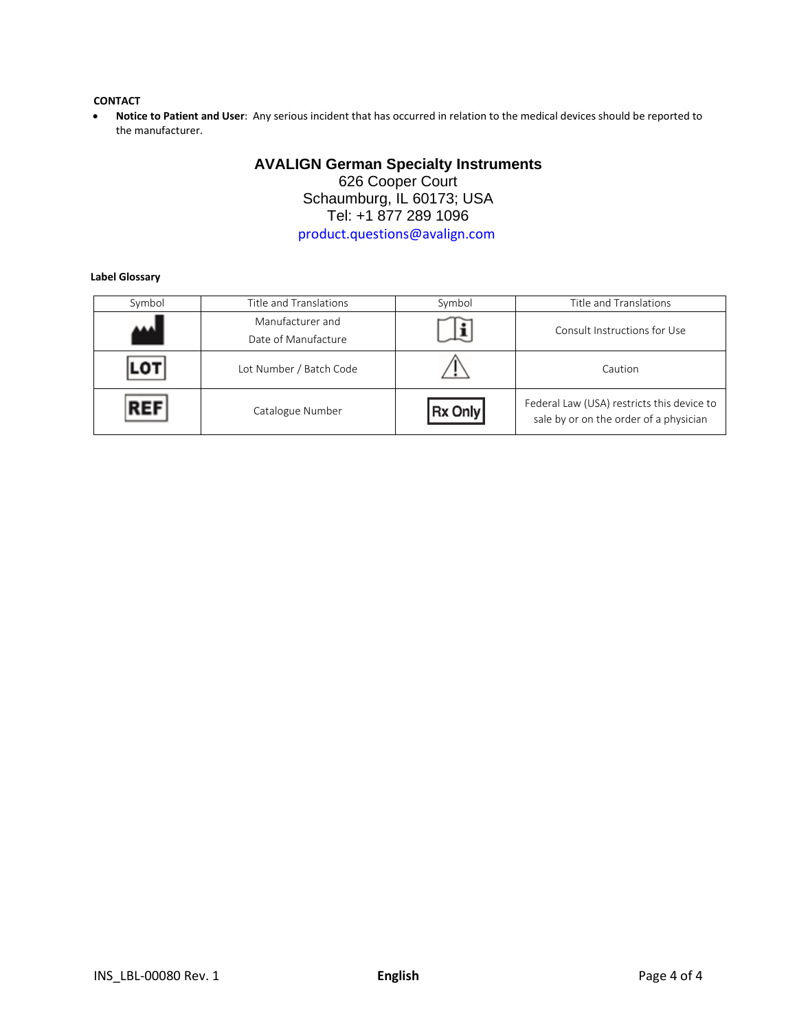**CONTACT**

- **Notice to Patient and User**: Any serious incident that has occurred in relation to the medical devices should be reported to the manufacturer.

**AVALIGN German Specialty Instruments**
626 Cooper Court
Schaumburg, IL 60173; USA
Tel: +1 877 289 1096
product.questions@avalign.com

**Label Glossary**

| Symbol | Title and Translations | Symbol | Title and Translations |
|---|---|---|---|
| | Manufacturer and Date of Manufacture | | Consult Instructions for Use |
| LOT | Lot Number / Batch Code | | Caution |
| REF | Catalogue Number | Rx Only | Federal Law (USA) restricts this device to sale by or on the order of a physician |

INS_LBL-00080 Rev. 1 **English**